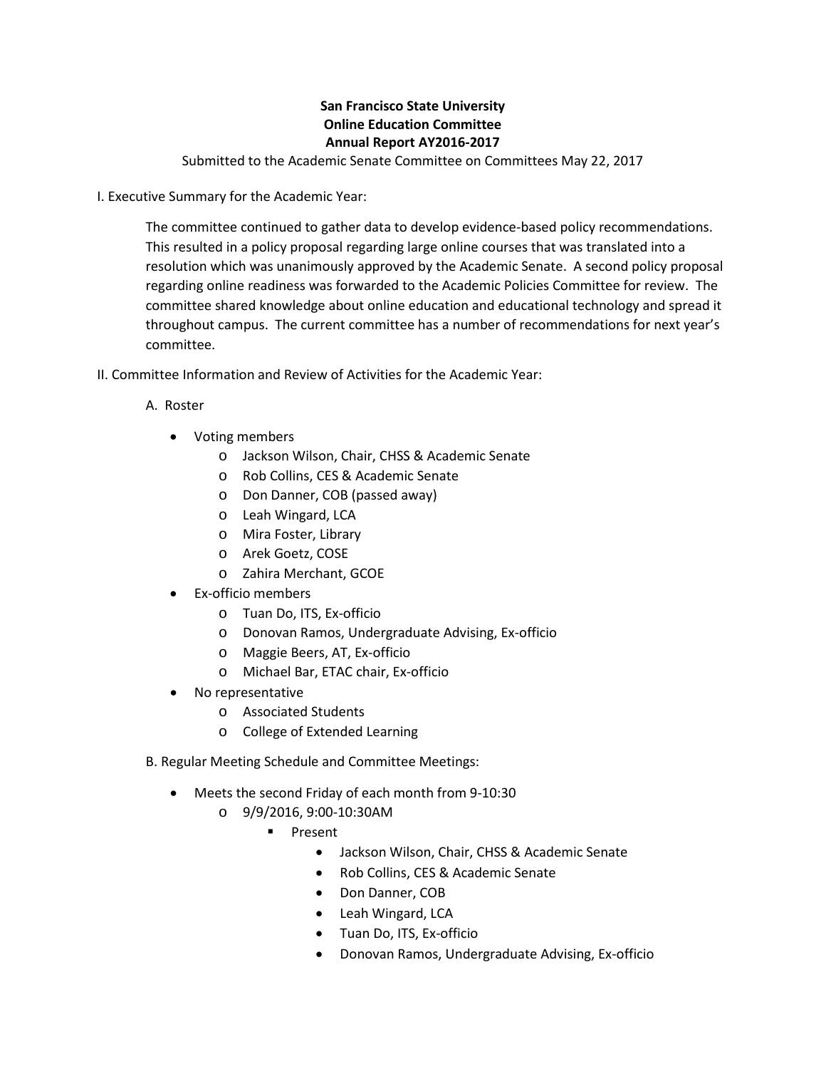**San Francisco State University**
**Online Education Committee**
**Annual Report AY2016-2017**

Submitted to the Academic Senate Committee on Committees May 22, 2017

I. Executive Summary for the Academic Year:

The committee continued to gather data to develop evidence-based policy recommendations. This resulted in a policy proposal regarding large online courses that was translated into a resolution which was unanimously approved by the Academic Senate. A second policy proposal regarding online readiness was forwarded to the Academic Policies Committee for review. The committee shared knowledge about online education and educational technology and spread it throughout campus. The current committee has a number of recommendations for next year's committee.

II. Committee Information and Review of Activities for the Academic Year:

A. Roster

- Voting members
  - Jackson Wilson, Chair, CHSS & Academic Senate
  - Rob Collins, CES & Academic Senate
  - Don Danner, COB (passed away)
  - Leah Wingard, LCA
  - Mira Foster, Library
  - Arek Goetz, COSE
  - Zahira Merchant, GCOE
- Ex-officio members
  - Tuan Do, ITS, Ex-officio
  - Donovan Ramos, Undergraduate Advising, Ex-officio
  - Maggie Beers, AT, Ex-officio
  - Michael Bar, ETAC chair, Ex-officio
- No representative
  - Associated Students
  - College of Extended Learning

B. Regular Meeting Schedule and Committee Meetings:

- Meets the second Friday of each month from 9-10:30
  - 9/9/2016, 9:00-10:30AM
    - Present
      - Jackson Wilson, Chair, CHSS & Academic Senate
      - Rob Collins, CES & Academic Senate
      - Don Danner, COB
      - Leah Wingard, LCA
      - Tuan Do, ITS, Ex-officio
      - Donovan Ramos, Undergraduate Advising, Ex-officio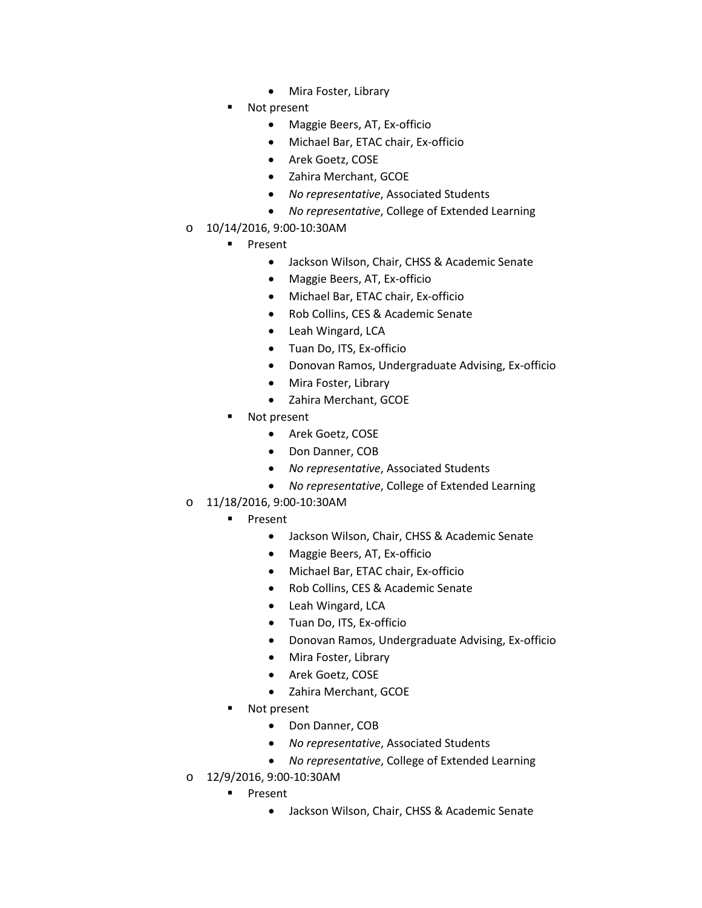- Mira Foster, Library
    - Not present
        - Maggie Beers, AT, Ex-officio
        - Michael Bar, ETAC chair, Ex-officio
        - Arek Goetz, COSE
        - Zahira Merchant, GCOE
        - *No representative*, Associated Students
        - *No representative*, College of Extended Learning
- 10/14/2016, 9:00-10:30AM
    - Present
        - Jackson Wilson, Chair, CHSS & Academic Senate
        - Maggie Beers, AT, Ex-officio
        - Michael Bar, ETAC chair, Ex-officio
        - Rob Collins, CES & Academic Senate
        - Leah Wingard, LCA
        - Tuan Do, ITS, Ex-officio
        - Donovan Ramos, Undergraduate Advising, Ex-officio
        - Mira Foster, Library
        - Zahira Merchant, GCOE
    - Not present
        - Arek Goetz, COSE
        - Don Danner, COB
        - *No representative*, Associated Students
        - *No representative*, College of Extended Learning
- 11/18/2016, 9:00-10:30AM
    - Present
        - Jackson Wilson, Chair, CHSS & Academic Senate
        - Maggie Beers, AT, Ex-officio
        - Michael Bar, ETAC chair, Ex-officio
        - Rob Collins, CES & Academic Senate
        - Leah Wingard, LCA
        - Tuan Do, ITS, Ex-officio
        - Donovan Ramos, Undergraduate Advising, Ex-officio
        - Mira Foster, Library
        - Arek Goetz, COSE
        - Zahira Merchant, GCOE
    - Not present
        - Don Danner, COB
        - *No representative*, Associated Students
        - *No representative*, College of Extended Learning
- 12/9/2016, 9:00-10:30AM
    - Present
        - Jackson Wilson, Chair, CHSS & Academic Senate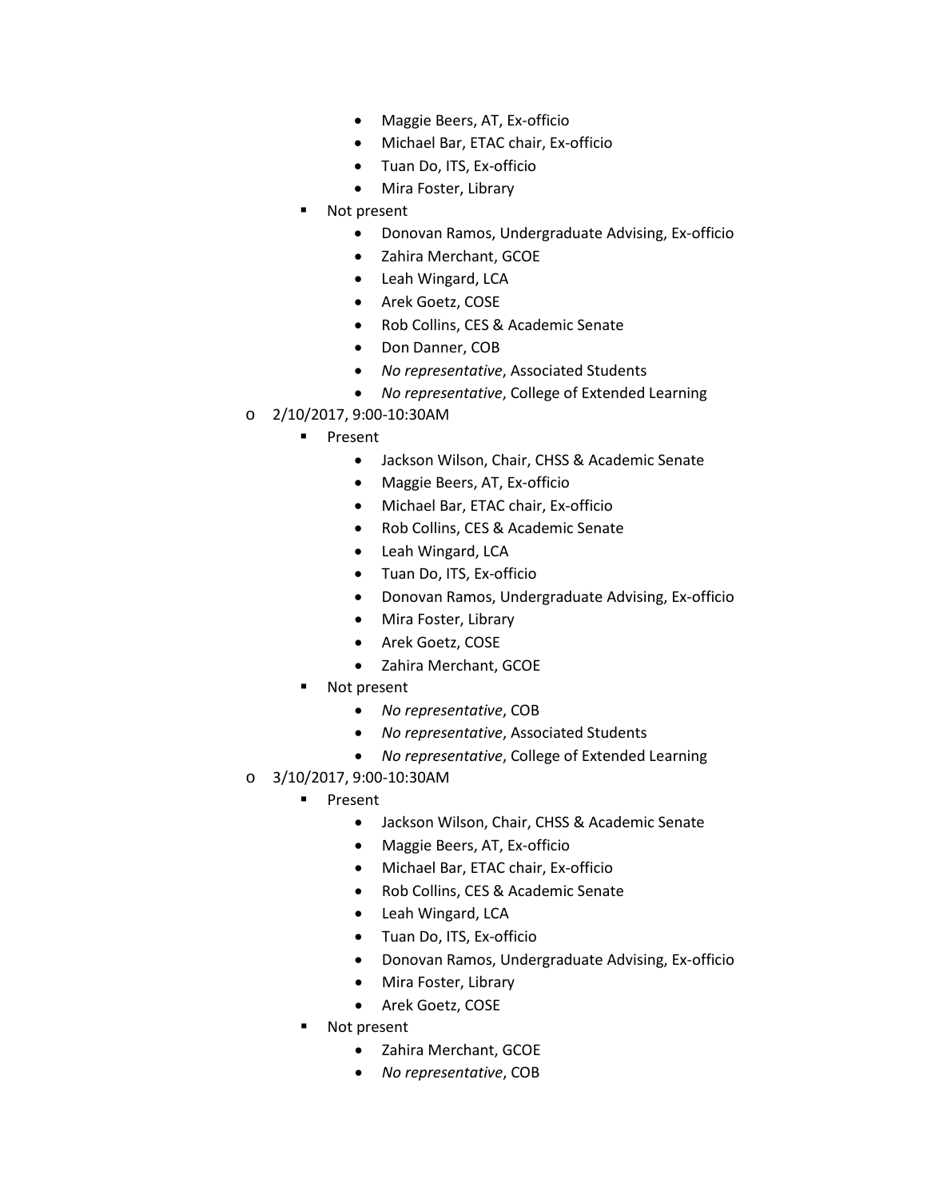- Maggie Beers, AT, Ex-officio
            - Michael Bar, ETAC chair, Ex-officio
            - Tuan Do, ITS, Ex-officio
            - Mira Foster, Library
        - Not present
            - Donovan Ramos, Undergraduate Advising, Ex-officio
            - Zahira Merchant, GCOE
            - Leah Wingard, LCA
            - Arek Goetz, COSE
            - Rob Collins, CES & Academic Senate
            - Don Danner, COB
            - *No representative*, Associated Students
            - *No representative*, College of Extended Learning
    - 2/10/2017, 9:00-10:30AM
        - Present
            - Jackson Wilson, Chair, CHSS & Academic Senate
            - Maggie Beers, AT, Ex-officio
            - Michael Bar, ETAC chair, Ex-officio
            - Rob Collins, CES & Academic Senate
            - Leah Wingard, LCA
            - Tuan Do, ITS, Ex-officio
            - Donovan Ramos, Undergraduate Advising, Ex-officio
            - Mira Foster, Library
            - Arek Goetz, COSE
            - Zahira Merchant, GCOE
        - Not present
            - *No representative*, COB
            - *No representative*, Associated Students
            - *No representative*, College of Extended Learning
    - 3/10/2017, 9:00-10:30AM
        - Present
            - Jackson Wilson, Chair, CHSS & Academic Senate
            - Maggie Beers, AT, Ex-officio
            - Michael Bar, ETAC chair, Ex-officio
            - Rob Collins, CES & Academic Senate
            - Leah Wingard, LCA
            - Tuan Do, ITS, Ex-officio
            - Donovan Ramos, Undergraduate Advising, Ex-officio
            - Mira Foster, Library
            - Arek Goetz, COSE
        - Not present
            - Zahira Merchant, GCOE
            - *No representative*, COB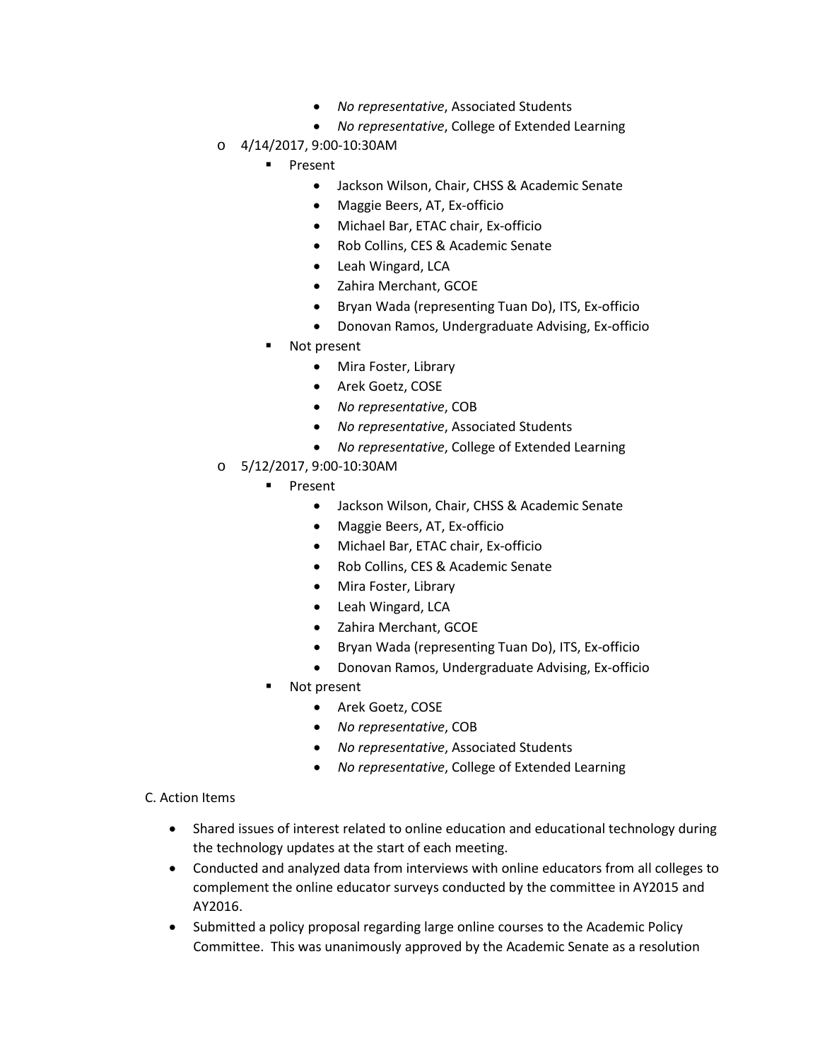- *No representative*, Associated Students
        - *No representative*, College of Extended Learning
- 4/14/2017, 9:00-10:30AM
    - Present
        - Jackson Wilson, Chair, CHSS & Academic Senate
        - Maggie Beers, AT, Ex-officio
        - Michael Bar, ETAC chair, Ex-officio
        - Rob Collins, CES & Academic Senate
        - Leah Wingard, LCA
        - Zahira Merchant, GCOE
        - Bryan Wada (representing Tuan Do), ITS, Ex-officio
        - Donovan Ramos, Undergraduate Advising, Ex-officio
    - Not present
        - Mira Foster, Library
        - Arek Goetz, COSE
        - *No representative*, COB
        - *No representative*, Associated Students
        - *No representative*, College of Extended Learning
- 5/12/2017, 9:00-10:30AM
    - Present
        - Jackson Wilson, Chair, CHSS & Academic Senate
        - Maggie Beers, AT, Ex-officio
        - Michael Bar, ETAC chair, Ex-officio
        - Rob Collins, CES & Academic Senate
        - Mira Foster, Library
        - Leah Wingard, LCA
        - Zahira Merchant, GCOE
        - Bryan Wada (representing Tuan Do), ITS, Ex-officio
        - Donovan Ramos, Undergraduate Advising, Ex-officio
    - Not present
        - Arek Goetz, COSE
        - *No representative*, COB
        - *No representative*, Associated Students
        - *No representative*, College of Extended Learning

C. Action Items

- Shared issues of interest related to online education and educational technology during the technology updates at the start of each meeting.
- Conducted and analyzed data from interviews with online educators from all colleges to complement the online educator surveys conducted by the committee in AY2015 and AY2016.
- Submitted a policy proposal regarding large online courses to the Academic Policy Committee. This was unanimously approved by the Academic Senate as a resolution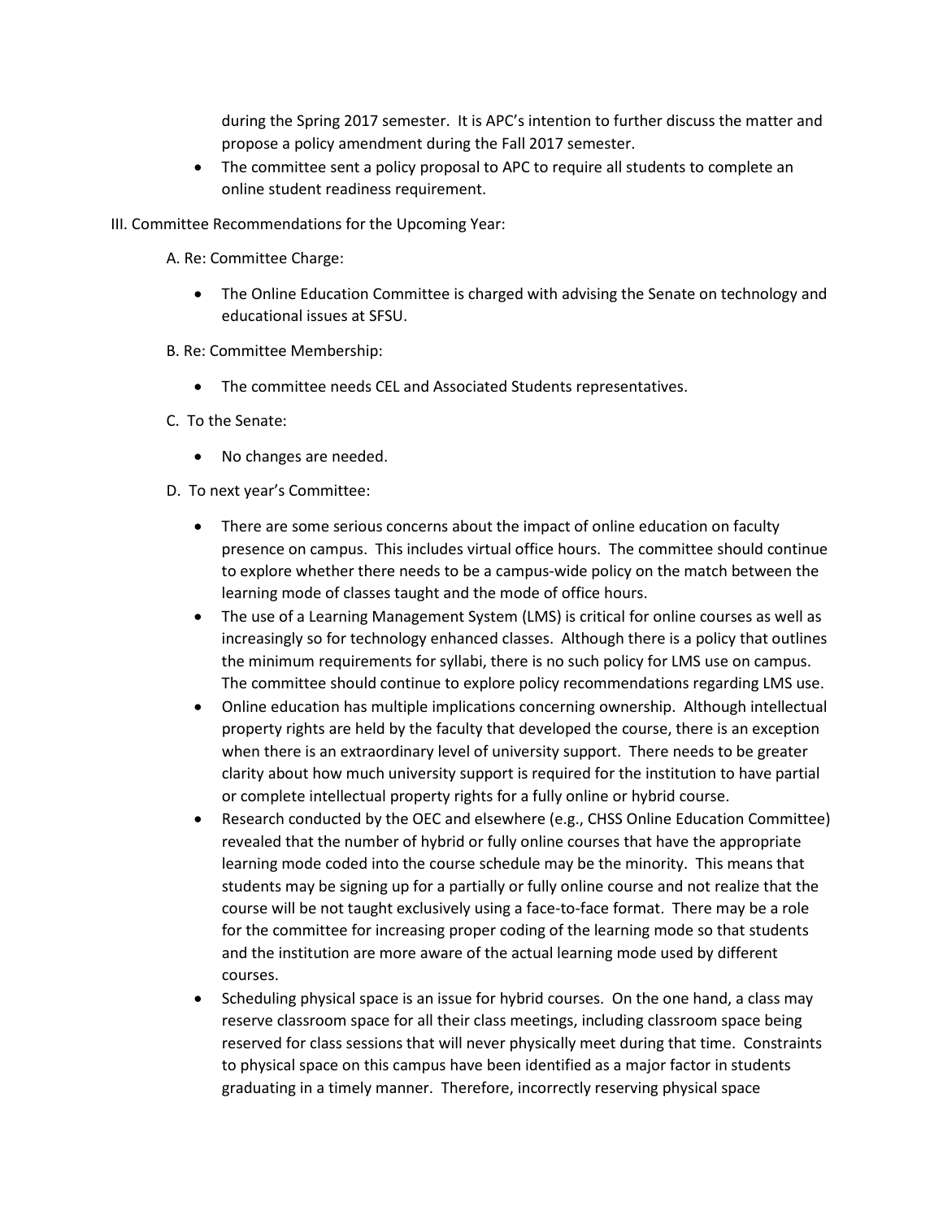during the Spring 2017 semester. It is APC's intention to further discuss the matter and propose a policy amendment during the Fall 2017 semester.

- The committee sent a policy proposal to APC to require all students to complete an online student readiness requirement.

III. Committee Recommendations for the Upcoming Year:

A. Re: Committee Charge:

- The Online Education Committee is charged with advising the Senate on technology and educational issues at SFSU.

B. Re: Committee Membership:

- The committee needs CEL and Associated Students representatives.

C. To the Senate:

- No changes are needed.

D. To next year's Committee:

- There are some serious concerns about the impact of online education on faculty presence on campus. This includes virtual office hours. The committee should continue to explore whether there needs to be a campus-wide policy on the match between the learning mode of classes taught and the mode of office hours.
- The use of a Learning Management System (LMS) is critical for online courses as well as increasingly so for technology enhanced classes. Although there is a policy that outlines the minimum requirements for syllabi, there is no such policy for LMS use on campus. The committee should continue to explore policy recommendations regarding LMS use.
- Online education has multiple implications concerning ownership. Although intellectual property rights are held by the faculty that developed the course, there is an exception when there is an extraordinary level of university support. There needs to be greater clarity about how much university support is required for the institution to have partial or complete intellectual property rights for a fully online or hybrid course.
- Research conducted by the OEC and elsewhere (e.g., CHSS Online Education Committee) revealed that the number of hybrid or fully online courses that have the appropriate learning mode coded into the course schedule may be the minority. This means that students may be signing up for a partially or fully online course and not realize that the course will be not taught exclusively using a face-to-face format. There may be a role for the committee for increasing proper coding of the learning mode so that students and the institution are more aware of the actual learning mode used by different courses.
- Scheduling physical space is an issue for hybrid courses. On the one hand, a class may reserve classroom space for all their class meetings, including classroom space being reserved for class sessions that will never physically meet during that time. Constraints to physical space on this campus have been identified as a major factor in students graduating in a timely manner. Therefore, incorrectly reserving physical space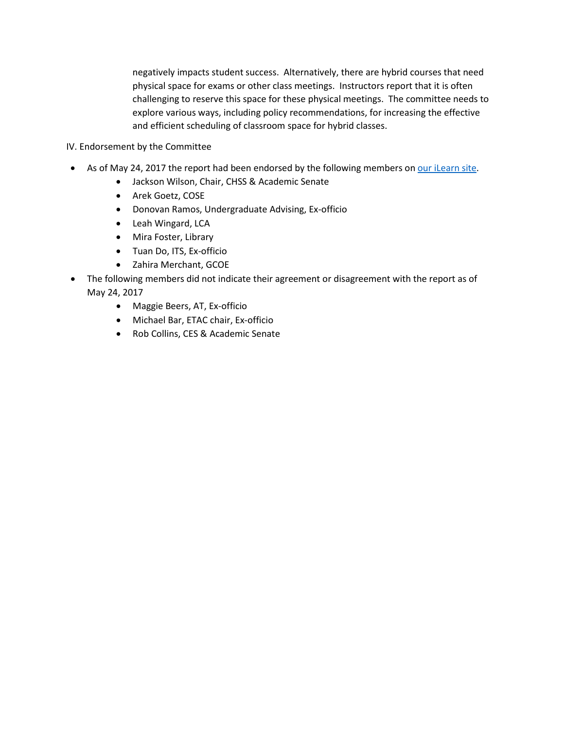negatively impacts student success. Alternatively, there are hybrid courses that need physical space for exams or other class meetings. Instructors report that it is often challenging to reserve this space for these physical meetings. The committee needs to explore various ways, including policy recommendations, for increasing the effective and efficient scheduling of classroom space for hybrid classes.

IV. Endorsement by the Committee

- As of May 24, 2017 the report had been endorsed by the following members on our iLearn site.
    - Jackson Wilson, Chair, CHSS & Academic Senate
    - Arek Goetz, COSE
    - Donovan Ramos, Undergraduate Advising, Ex-officio
    - Leah Wingard, LCA
    - Mira Foster, Library
    - Tuan Do, ITS, Ex-officio
    - Zahira Merchant, GCOE
- The following members did not indicate their agreement or disagreement with the report as of May 24, 2017
    - Maggie Beers, AT, Ex-officio
    - Michael Bar, ETAC chair, Ex-officio
    - Rob Collins, CES & Academic Senate